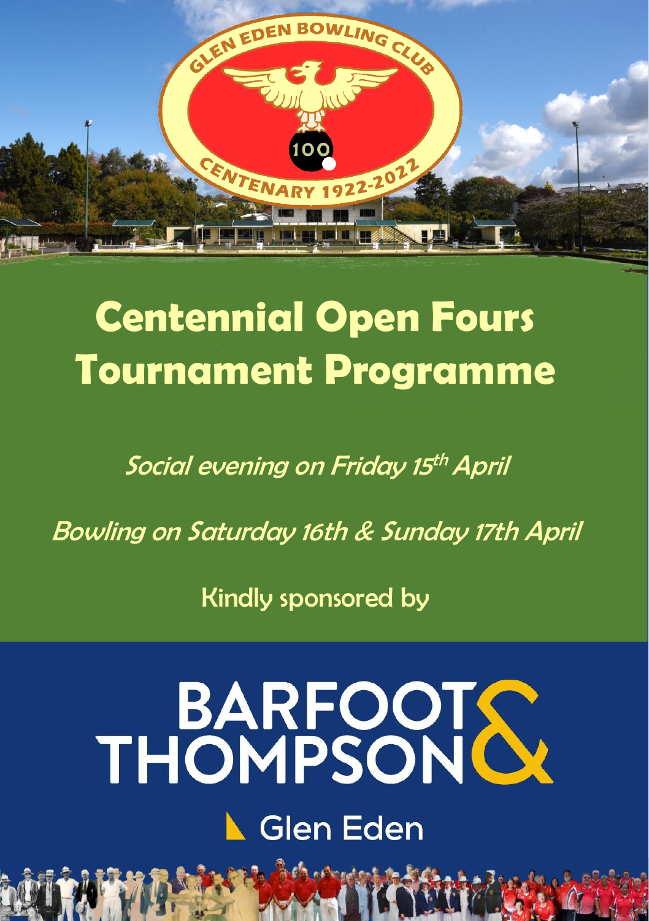GLEN EDEN BOWLING CLUB

100

CENTENARY 1922-2022

# Centennial Open Fours Tournament Programme

*Social evening on Friday 15th April*

*Bowling on Saturday 16th & Sunday 17th April*

Kindly sponsored by

BARFOOT & THOMPSON

Glen Eden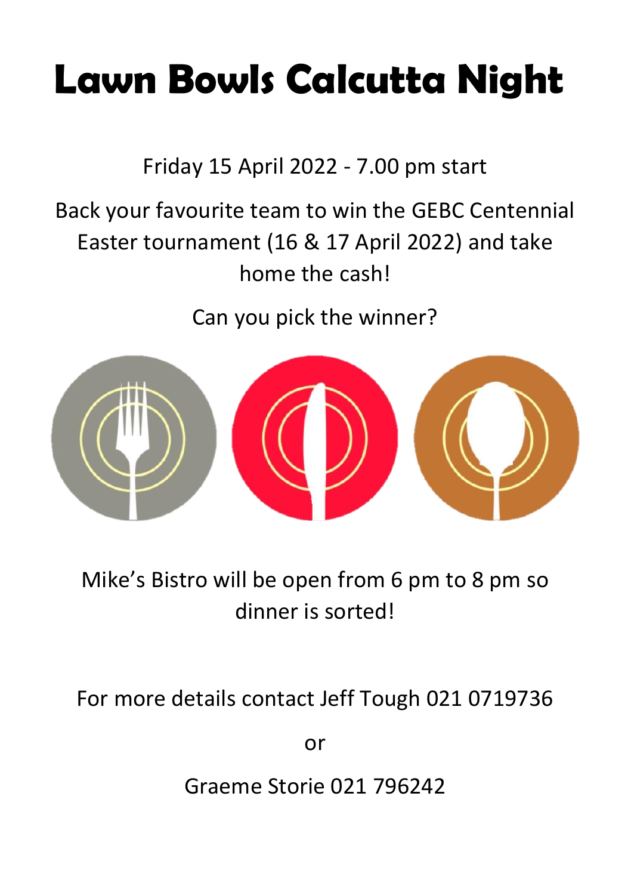# Lawn Bowls Calcutta Night

Friday 15 April 2022 - 7.00 pm start

Back your favourite team to win the GEBC Centennial Easter tournament (16 & 17 April 2022) and take home the cash!

Can you pick the winner?

Mike's Bistro will be open from 6 pm to 8 pm so dinner is sorted!

For more details contact Jeff Tough 021 0719736

or

Graeme Storie 021 796242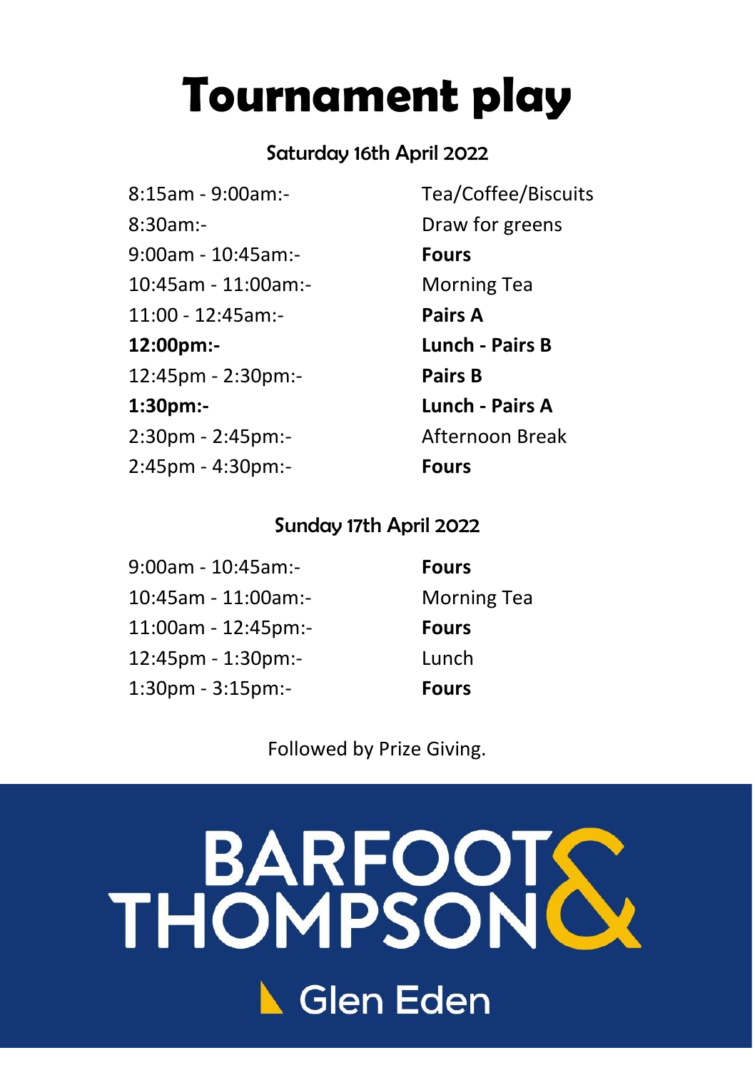# Tournament play

## Saturday 16th April 2022

| | |
|---|---|
| 8:15am - 9:00am:- | Tea/Coffee/Biscuits |
| 8:30am:- | Draw for greens |
| 9:00am - 10:45am:- | **Fours** |
| 10:45am - 11:00am:- | Morning Tea |
| 11:00 - 12:45am:- | **Pairs A** |
| **12:00pm:-** | **Lunch - Pairs B** |
| 12:45pm - 2:30pm:- | **Pairs B** |
| **1:30pm:-** | **Lunch - Pairs A** |
| 2:30pm - 2:45pm:- | Afternoon Break |
| 2:45pm - 4:30pm:- | **Fours** |

## Sunday 17th April 2022

| | |
|---|---|
| 9:00am - 10:45am:- | **Fours** |
| 10:45am - 11:00am:- | Morning Tea |
| 11:00am - 12:45pm:- | **Fours** |
| 12:45pm - 1:30pm:- | Lunch |
| 1:30pm - 3:15pm:- | **Fours** |

Followed by Prize Giving.

BARFOOT & THOMPSON

Glen Eden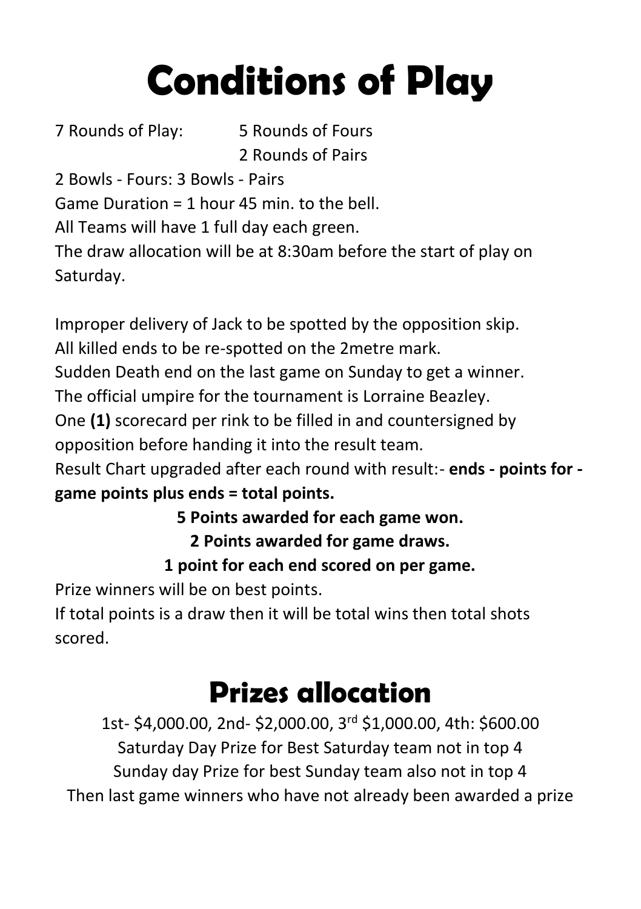# Conditions of Play

7 Rounds of Play: 5 Rounds of Fours
2 Rounds of Pairs

2 Bowls - Fours: 3 Bowls - Pairs

Game Duration = 1 hour 45 min. to the bell.

All Teams will have 1 full day each green.

The draw allocation will be at 8:30am before the start of play on Saturday.

Improper delivery of Jack to be spotted by the opposition skip.

All killed ends to be re-spotted on the 2metre mark.

Sudden Death end on the last game on Sunday to get a winner.

The official umpire for the tournament is Lorraine Beazley.

One **(1)** scorecard per rink to be filled in and countersigned by opposition before handing it into the result team.

Result Chart upgraded after each round with result:- **ends - points for - game points plus ends = total points.**

**5 Points awarded for each game won.**

**2 Points awarded for game draws.**

**1 point for each end scored on per game.**

Prize winners will be on best points.

If total points is a draw then it will be total wins then total shots scored.

# Prizes allocation

1st- $4,000.00, 2nd- $2,000.00, 3rd $1,000.00, 4th: $600.00

Saturday Day Prize for Best Saturday team not in top 4

Sunday day Prize for best Sunday team also not in top 4

Then last game winners who have not already been awarded a prize